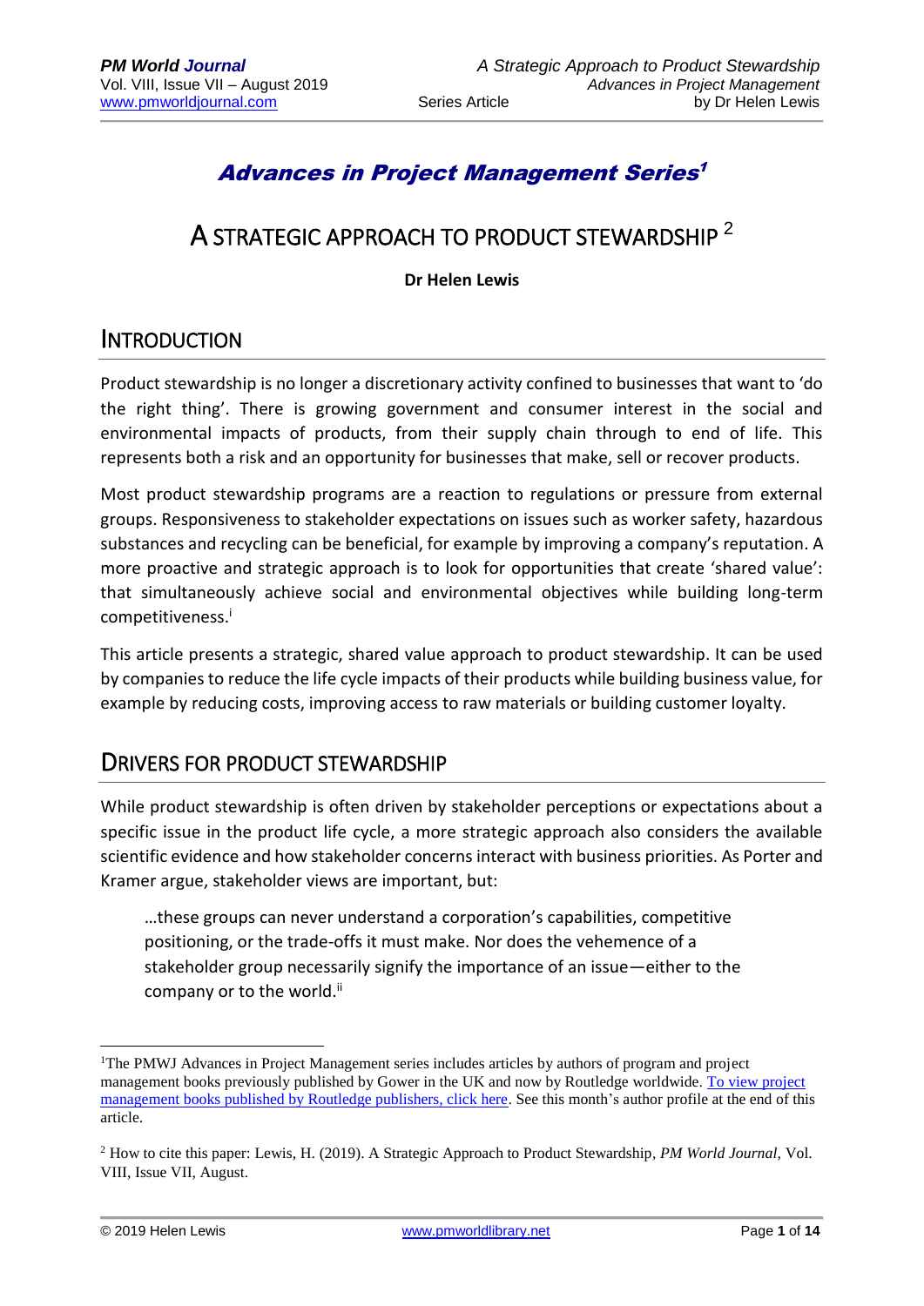# *Advances in Project Management Series*[1]

# A STRATEGIC APPROACH TO PRODUCT STEWARDSHIP [2]

**Dr Helen Lewis**

## INTRODUCTION

Product stewardship is no longer a discretionary activity confined to businesses that want to 'do the right thing'. There is growing government and consumer interest in the social and environmental impacts of products, from their supply chain through to end of life. This represents both a risk and an opportunity for businesses that make, sell or recover products.

Most product stewardship programs are a reaction to regulations or pressure from external groups. Responsiveness to stakeholder expectations on issues such as worker safety, hazardous substances and recycling can be beneficial, for example by improving a company's reputation. A more proactive and strategic approach is to look for opportunities that create 'shared value': that simultaneously achieve social and environmental objectives while building long-term competitiveness.[i]

This article presents a strategic, shared value approach to product stewardship. It can be used by companies to reduce the life cycle impacts of their products while building business value, for example by reducing costs, improving access to raw materials or building customer loyalty.

## DRIVERS FOR PRODUCT STEWARDSHIP

While product stewardship is often driven by stakeholder perceptions or expectations about a specific issue in the product life cycle, a more strategic approach also considers the available scientific evidence and how stakeholder concerns interact with business priorities. As Porter and Kramer argue, stakeholder views are important, but:

> …these groups can never understand a corporation's capabilities, competitive positioning, or the trade-offs it must make. Nor does the vehemence of a stakeholder group necessarily signify the importance of an issue—either to the company or to the world.[ii]

---

[1] The PMWJ Advances in Project Management series includes articles by authors of program and project management books previously published by Gower in the UK and now by Routledge worldwide. To view project management books published by Routledge publishers, click here. See this month's author profile at the end of this article.

[2] How to cite this paper: Lewis, H. (2019). A Strategic Approach to Product Stewardship, *PM World Journal*, Vol. VIII, Issue VII, August.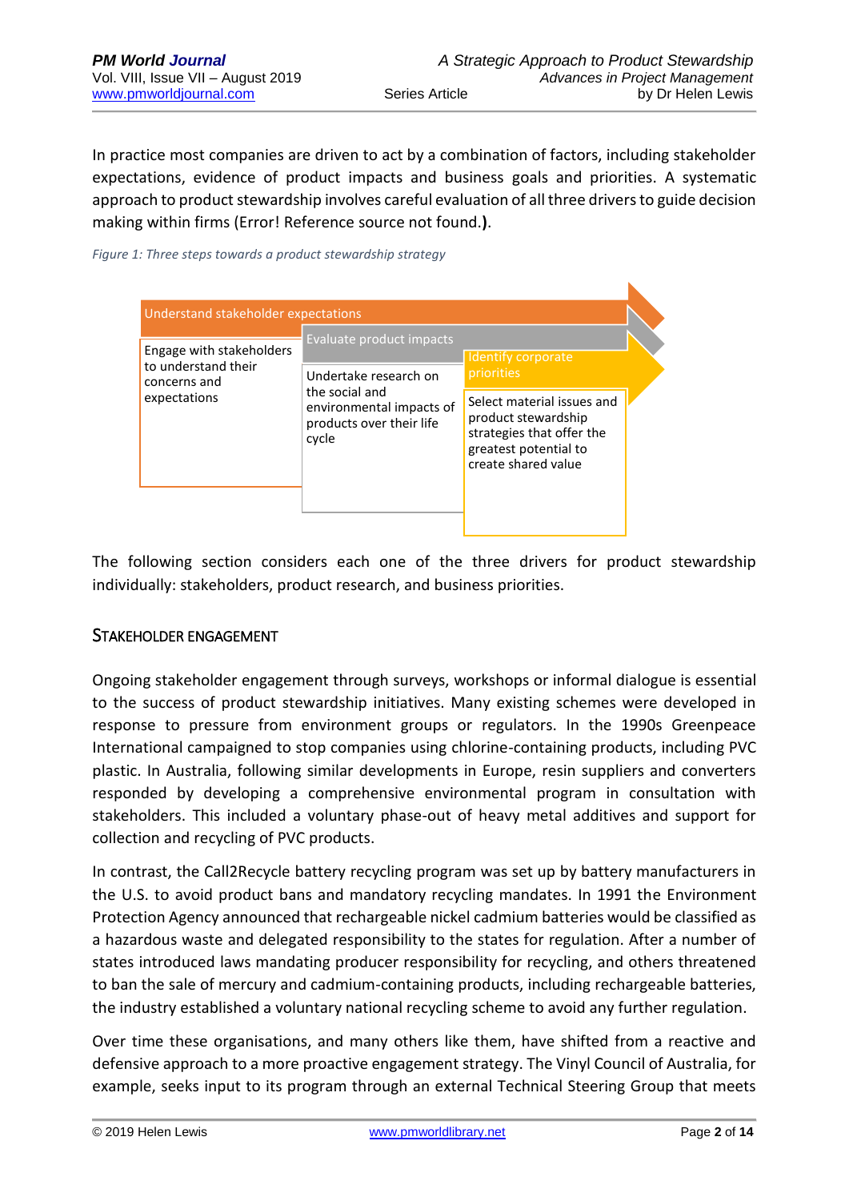In practice most companies are driven to act by a combination of factors, including stakeholder expectations, evidence of product impacts and business goals and priorities. A systematic approach to product stewardship involves careful evaluation of all three drivers to guide decision making within firms (Error! Reference source not found.).

*Figure 1: Three steps towards a product stewardship strategy*

| Understand stakeholder expectations | Evaluate product impacts | Identify corporate priorities |
|---|---|---|
| Engage with stakeholders to understand their concerns and expectations | Undertake research on the social and environmental impacts of products over their life cycle | Select material issues and product stewardship strategies that offer the greatest potential to create shared value |

The following section considers each one of the three drivers for product stewardship individually: stakeholders, product research, and business priorities.

## STAKEHOLDER ENGAGEMENT

Ongoing stakeholder engagement through surveys, workshops or informal dialogue is essential to the success of product stewardship initiatives. Many existing schemes were developed in response to pressure from environment groups or regulators. In the 1990s Greenpeace International campaigned to stop companies using chlorine-containing products, including PVC plastic. In Australia, following similar developments in Europe, resin suppliers and converters responded by developing a comprehensive environmental program in consultation with stakeholders. This included a voluntary phase-out of heavy metal additives and support for collection and recycling of PVC products.

In contrast, the Call2Recycle battery recycling program was set up by battery manufacturers in the U.S. to avoid product bans and mandatory recycling mandates. In 1991 the Environment Protection Agency announced that rechargeable nickel cadmium batteries would be classified as a hazardous waste and delegated responsibility to the states for regulation. After a number of states introduced laws mandating producer responsibility for recycling, and others threatened to ban the sale of mercury and cadmium-containing products, including rechargeable batteries, the industry established a voluntary national recycling scheme to avoid any further regulation.

Over time these organisations, and many others like them, have shifted from a reactive and defensive approach to a more proactive engagement strategy. The Vinyl Council of Australia, for example, seeks input to its program through an external Technical Steering Group that meets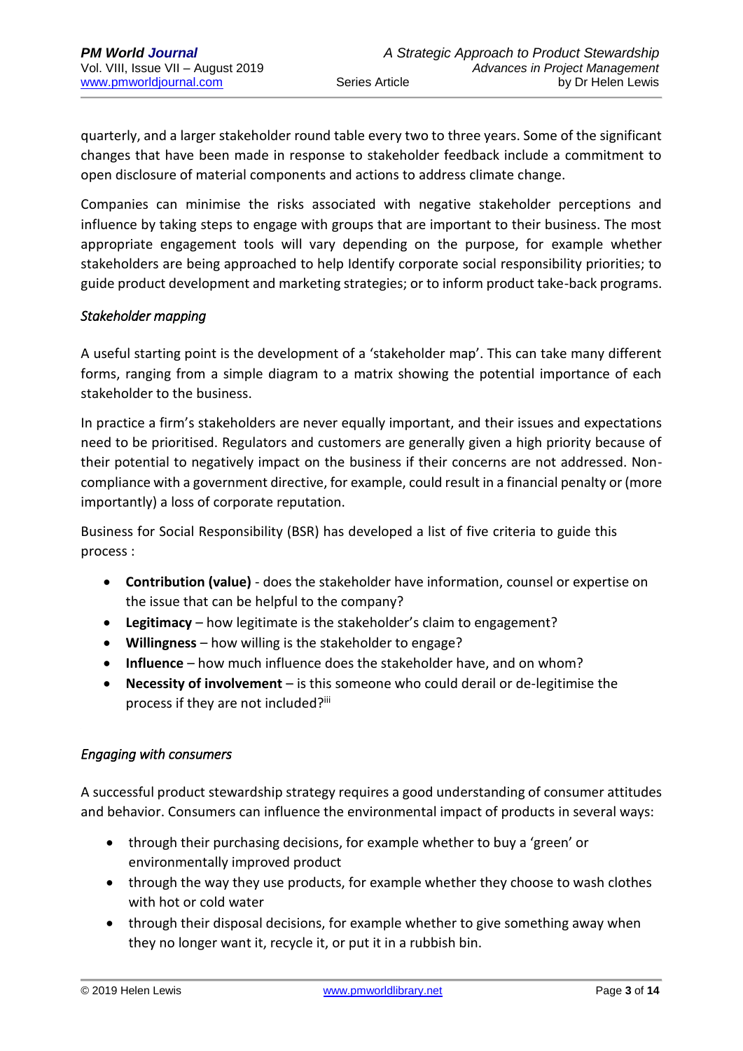quarterly, and a larger stakeholder round table every two to three years. Some of the significant changes that have been made in response to stakeholder feedback include a commitment to open disclosure of material components and actions to address climate change.

Companies can minimise the risks associated with negative stakeholder perceptions and influence by taking steps to engage with groups that are important to their business. The most appropriate engagement tools will vary depending on the purpose, for example whether stakeholders are being approached to help Identify corporate social responsibility priorities; to guide product development and marketing strategies; or to inform product take-back programs.

*Stakeholder mapping*

A useful starting point is the development of a 'stakeholder map'. This can take many different forms, ranging from a simple diagram to a matrix showing the potential importance of each stakeholder to the business.

In practice a firm's stakeholders are never equally important, and their issues and expectations need to be prioritised. Regulators and customers are generally given a high priority because of their potential to negatively impact on the business if their concerns are not addressed. Non-compliance with a government directive, for example, could result in a financial penalty or (more importantly) a loss of corporate reputation.

Business for Social Responsibility (BSR) has developed a list of five criteria to guide this process :

- **Contribution (value)** - does the stakeholder have information, counsel or expertise on the issue that can be helpful to the company?
- **Legitimacy** – how legitimate is the stakeholder's claim to engagement?
- **Willingness** – how willing is the stakeholder to engage?
- **Influence** – how much influence does the stakeholder have, and on whom?
- **Necessity of involvement** – is this someone who could derail or de-legitimise the process if they are not included?[iii]

*Engaging with consumers*

A successful product stewardship strategy requires a good understanding of consumer attitudes and behavior. Consumers can influence the environmental impact of products in several ways:

- through their purchasing decisions, for example whether to buy a 'green' or environmentally improved product
- through the way they use products, for example whether they choose to wash clothes with hot or cold water
- through their disposal decisions, for example whether to give something away when they no longer want it, recycle it, or put it in a rubbish bin.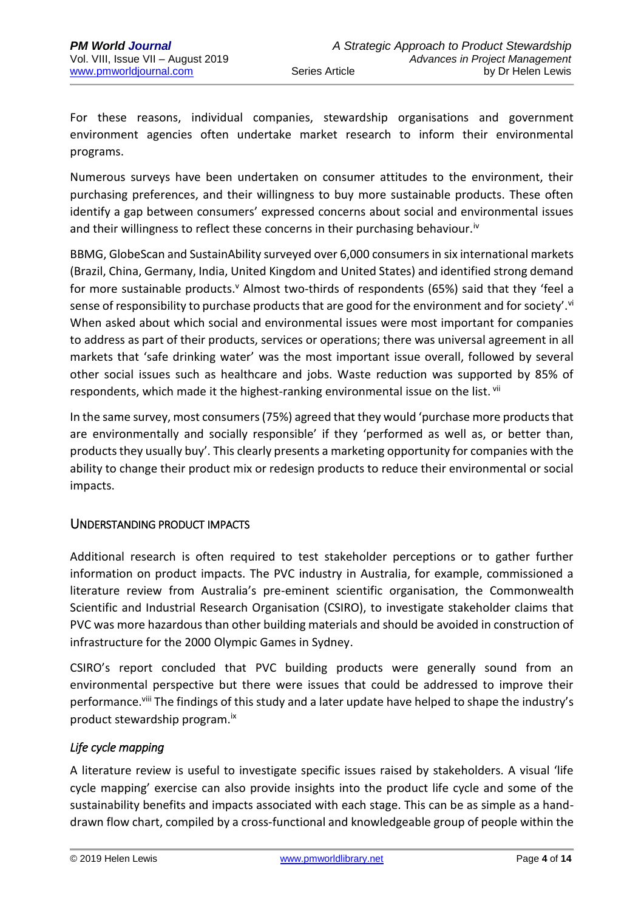For these reasons, individual companies, stewardship organisations and government environment agencies often undertake market research to inform their environmental programs.

Numerous surveys have been undertaken on consumer attitudes to the environment, their purchasing preferences, and their willingness to buy more sustainable products. These often identify a gap between consumers' expressed concerns about social and environmental issues and their willingness to reflect these concerns in their purchasing behaviour.[iv]

BBMG, GlobeScan and SustainAbility surveyed over 6,000 consumers in six international markets (Brazil, China, Germany, India, United Kingdom and United States) and identified strong demand for more sustainable products.[v] Almost two-thirds of respondents (65%) said that they 'feel a sense of responsibility to purchase products that are good for the environment and for society'.[vi] When asked about which social and environmental issues were most important for companies to address as part of their products, services or operations; there was universal agreement in all markets that 'safe drinking water' was the most important issue overall, followed by several other social issues such as healthcare and jobs. Waste reduction was supported by 85% of respondents, which made it the highest-ranking environmental issue on the list.[vii]

In the same survey, most consumers (75%) agreed that they would 'purchase more products that are environmentally and socially responsible' if they 'performed as well as, or better than, products they usually buy'. This clearly presents a marketing opportunity for companies with the ability to change their product mix or redesign products to reduce their environmental or social impacts.

## Understanding Product Impacts

Additional research is often required to test stakeholder perceptions or to gather further information on product impacts. The PVC industry in Australia, for example, commissioned a literature review from Australia's pre-eminent scientific organisation, the Commonwealth Scientific and Industrial Research Organisation (CSIRO), to investigate stakeholder claims that PVC was more hazardous than other building materials and should be avoided in construction of infrastructure for the 2000 Olympic Games in Sydney.

CSIRO's report concluded that PVC building products were generally sound from an environmental perspective but there were issues that could be addressed to improve their performance.[viii] The findings of this study and a later update have helped to shape the industry's product stewardship program.[ix]

### *Life cycle mapping*

A literature review is useful to investigate specific issues raised by stakeholders. A visual 'life cycle mapping' exercise can also provide insights into the product life cycle and some of the sustainability benefits and impacts associated with each stage. This can be as simple as a hand-drawn flow chart, compiled by a cross-functional and knowledgeable group of people within the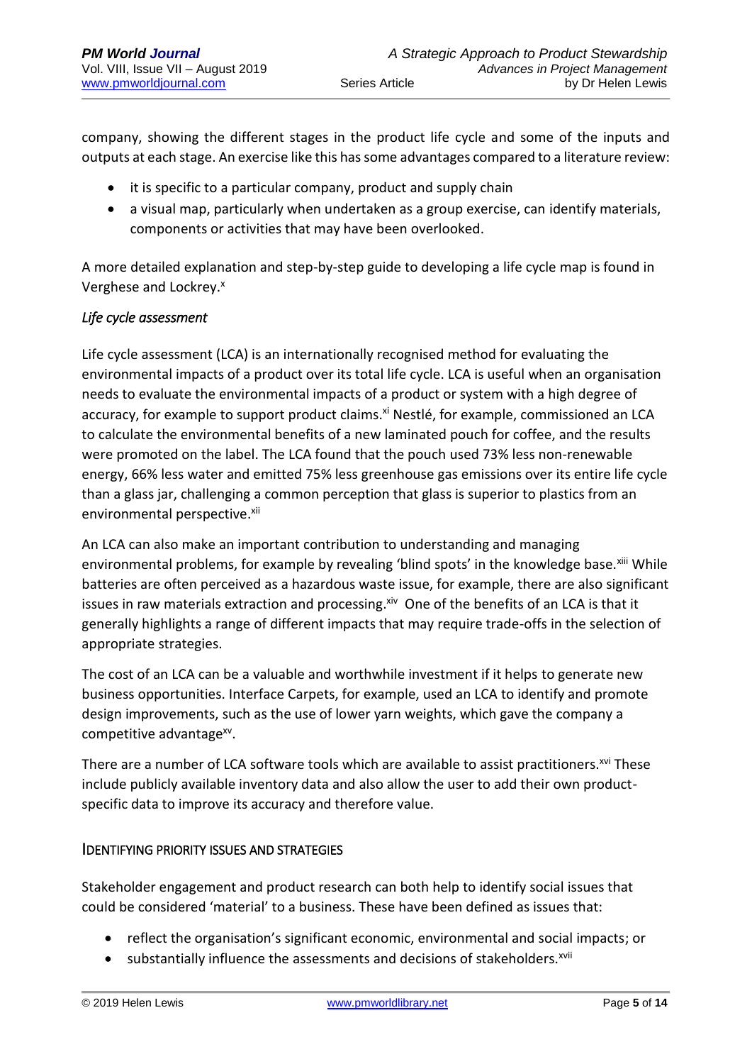company, showing the different stages in the product life cycle and some of the inputs and outputs at each stage. An exercise like this has some advantages compared to a literature review:

- it is specific to a particular company, product and supply chain
- a visual map, particularly when undertaken as a group exercise, can identify materials, components or activities that may have been overlooked.

A more detailed explanation and step-by-step guide to developing a life cycle map is found in Verghese and Lockrey.[x]

### *Life cycle assessment*

Life cycle assessment (LCA) is an internationally recognised method for evaluating the environmental impacts of a product over its total life cycle. LCA is useful when an organisation needs to evaluate the environmental impacts of a product or system with a high degree of accuracy, for example to support product claims.[xi] Nestlé, for example, commissioned an LCA to calculate the environmental benefits of a new laminated pouch for coffee, and the results were promoted on the label. The LCA found that the pouch used 73% less non-renewable energy, 66% less water and emitted 75% less greenhouse gas emissions over its entire life cycle than a glass jar, challenging a common perception that glass is superior to plastics from an environmental perspective.[xii]

An LCA can also make an important contribution to understanding and managing environmental problems, for example by revealing 'blind spots' in the knowledge base.[xiii] While batteries are often perceived as a hazardous waste issue, for example, there are also significant issues in raw materials extraction and processing.[xiv] One of the benefits of an LCA is that it generally highlights a range of different impacts that may require trade-offs in the selection of appropriate strategies.

The cost of an LCA can be a valuable and worthwhile investment if it helps to generate new business opportunities. Interface Carpets, for example, used an LCA to identify and promote design improvements, such as the use of lower yarn weights, which gave the company a competitive advantage[xv].

There are a number of LCA software tools which are available to assist practitioners.[xvi] These include publicly available inventory data and also allow the user to add their own product-specific data to improve its accuracy and therefore value.

## IDENTIFYING PRIORITY ISSUES AND STRATEGIES

Stakeholder engagement and product research can both help to identify social issues that could be considered 'material' to a business. These have been defined as issues that:

- reflect the organisation's significant economic, environmental and social impacts; or
- substantially influence the assessments and decisions of stakeholders.[xvii]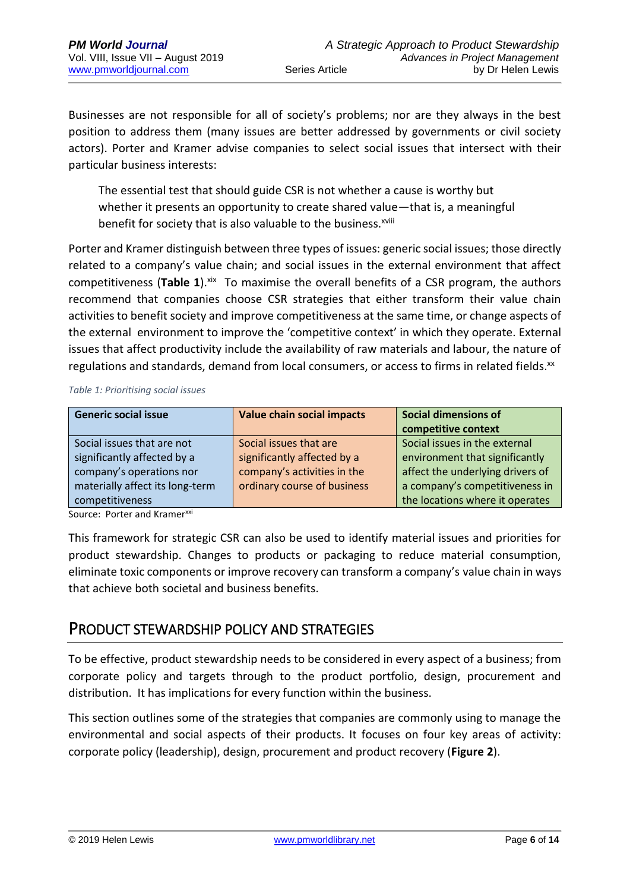Businesses are not responsible for all of society's problems; nor are they always in the best position to address them (many issues are better addressed by governments or civil society actors). Porter and Kramer advise companies to select social issues that intersect with their particular business interests:

> The essential test that should guide CSR is not whether a cause is worthy but whether it presents an opportunity to create shared value—that is, a meaningful benefit for society that is also valuable to the business.[xviii]

Porter and Kramer distinguish between three types of issues: generic social issues; those directly related to a company's value chain; and social issues in the external environment that affect competitiveness (**Table 1**).[xix] To maximise the overall benefits of a CSR program, the authors recommend that companies choose CSR strategies that either transform their value chain activities to benefit society and improve competitiveness at the same time, or change aspects of the external environment to improve the 'competitive context' in which they operate. External issues that affect productivity include the availability of raw materials and labour, the nature of regulations and standards, demand from local consumers, or access to firms in related fields.[xx]

*Table 1: Prioritising social issues*

| Generic social issue | Value chain social impacts | Social dimensions of competitive context |
|---|---|---|
| Social issues that are not significantly affected by a company's operations nor materially affect its long-term competitiveness | Social issues that are significantly affected by a company's activities in the ordinary course of business | Social issues in the external environment that significantly affect the underlying drivers of a company's competitiveness in the locations where it operates |

Source: Porter and Kramer[xxi]

This framework for strategic CSR can also be used to identify material issues and priorities for product stewardship. Changes to products or packaging to reduce material consumption, eliminate toxic components or improve recovery can transform a company's value chain in ways that achieve both societal and business benefits.

## Product Stewardship Policy and Strategies

To be effective, product stewardship needs to be considered in every aspect of a business; from corporate policy and targets through to the product portfolio, design, procurement and distribution. It has implications for every function within the business.

This section outlines some of the strategies that companies are commonly using to manage the environmental and social aspects of their products. It focuses on four key areas of activity: corporate policy (leadership), design, procurement and product recovery (**Figure 2**).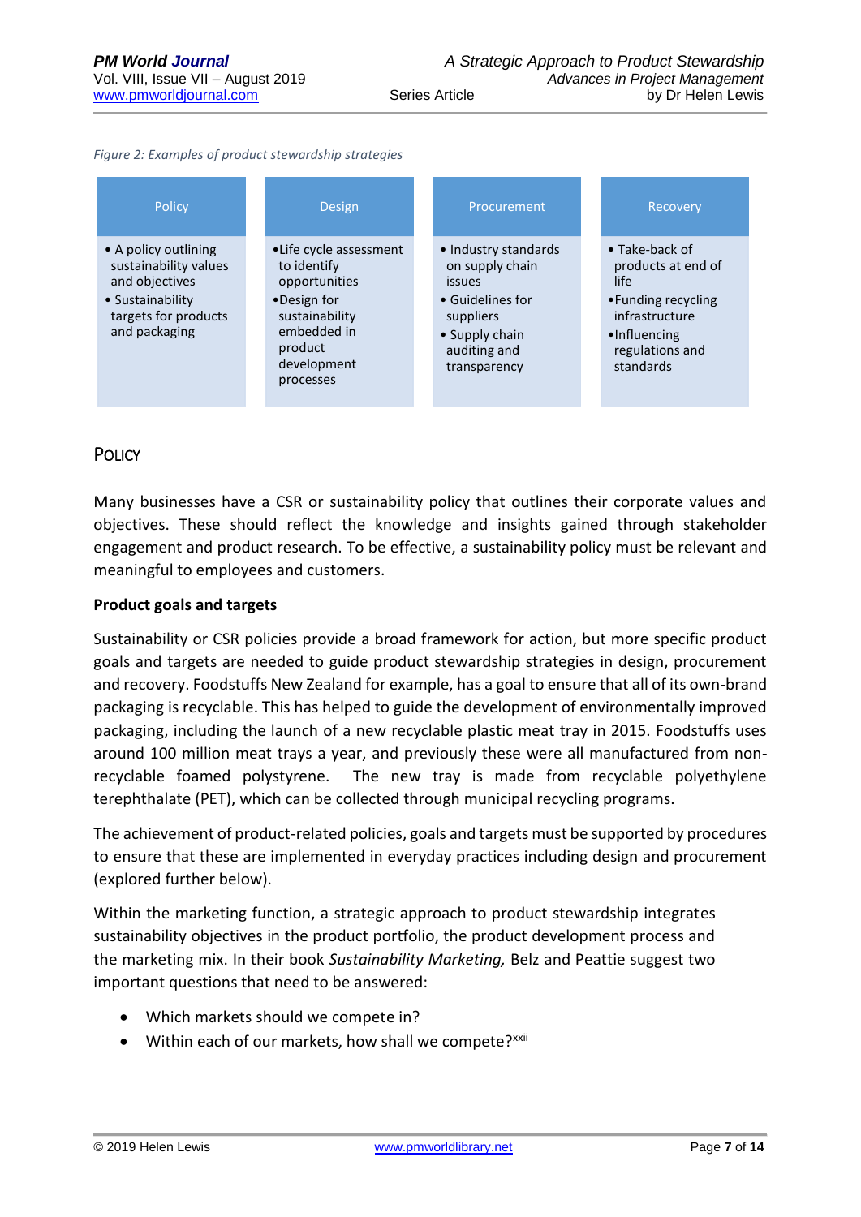*Figure 2: Examples of product stewardship strategies*

| Policy | Design | Procurement | Recovery |
|---|---|---|---|
| • A policy outlining sustainability values and objectives<br>• Sustainability targets for products and packaging | • Life cycle assessment to identify opportunities<br>• Design for sustainability embedded in product development processes | • Industry standards on supply chain issues<br>• Guidelines for suppliers<br>• Supply chain auditing and transparency | • Take-back of products at end of life<br>• Funding recycling infrastructure<br>• Influencing regulations and standards |

## Policy

Many businesses have a CSR or sustainability policy that outlines their corporate values and objectives. These should reflect the knowledge and insights gained through stakeholder engagement and product research. To be effective, a sustainability policy must be relevant and meaningful to employees and customers.

**Product goals and targets**

Sustainability or CSR policies provide a broad framework for action, but more specific product goals and targets are needed to guide product stewardship strategies in design, procurement and recovery. Foodstuffs New Zealand for example, has a goal to ensure that all of its own-brand packaging is recyclable. This has helped to guide the development of environmentally improved packaging, including the launch of a new recyclable plastic meat tray in 2015. Foodstuffs uses around 100 million meat trays a year, and previously these were all manufactured from non-recyclable foamed polystyrene. The new tray is made from recyclable polyethylene terephthalate (PET), which can be collected through municipal recycling programs.

The achievement of product-related policies, goals and targets must be supported by procedures to ensure that these are implemented in everyday practices including design and procurement (explored further below).

Within the marketing function, a strategic approach to product stewardship integrates sustainability objectives in the product portfolio, the product development process and the marketing mix. In their book *Sustainability Marketing,* Belz and Peattie suggest two important questions that need to be answered:

- Which markets should we compete in?
- Within each of our markets, how shall we compete?[xxii]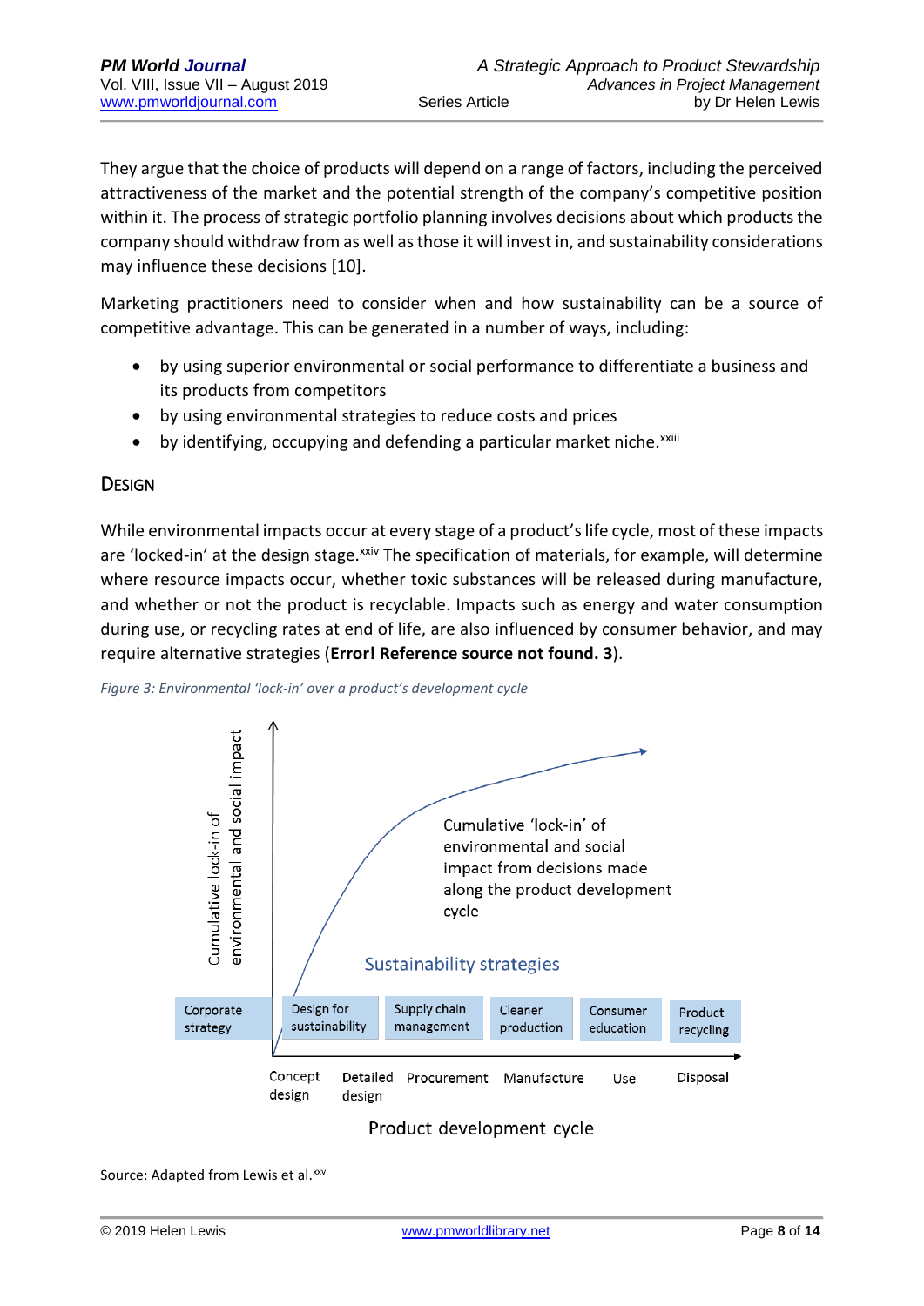They argue that the choice of products will depend on a range of factors, including the perceived attractiveness of the market and the potential strength of the company's competitive position within it. The process of strategic portfolio planning involves decisions about which products the company should withdraw from as well as those it will invest in, and sustainability considerations may influence these decisions [10].

Marketing practitioners need to consider when and how sustainability can be a source of competitive advantage. This can be generated in a number of ways, including:

- by using superior environmental or social performance to differentiate a business and its products from competitors
- by using environmental strategies to reduce costs and prices
- by identifying, occupying and defending a particular market niche.[xxiii]

## Design

While environmental impacts occur at every stage of a product's life cycle, most of these impacts are 'locked-in' at the design stage.[xxiv] The specification of materials, for example, will determine where resource impacts occur, whether toxic substances will be released during manufacture, and whether or not the product is recyclable. Impacts such as energy and water consumption during use, or recycling rates at end of life, are also influenced by consumer behavior, and may require alternative strategies (**Error! Reference source not found. 3**).

*Figure 3: Environmental 'lock-in' over a product's development cycle*

Cumulative lock-in of environmental and social impact

Cumulative 'lock-in' of environmental and social impact from decisions made along the product development cycle

Sustainability strategies

| Corporate strategy | Design for sustainability | Supply chain management | Cleaner production | Consumer education | Product recycling |
|---|---|---|---|---|---|
| | Concept design | Detailed design / Procurement | Manufacture | Use | Disposal |

Product development cycle

Source: Adapted from Lewis et al.[xxv]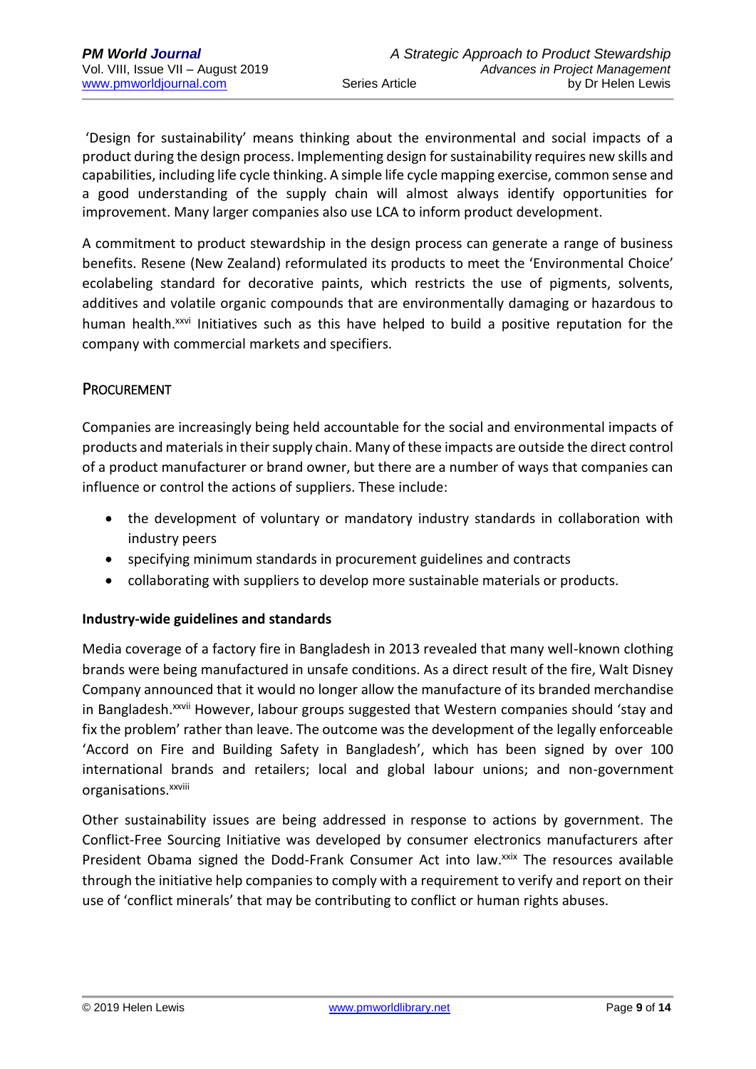'Design for sustainability' means thinking about the environmental and social impacts of a product during the design process. Implementing design for sustainability requires new skills and capabilities, including life cycle thinking. A simple life cycle mapping exercise, common sense and a good understanding of the supply chain will almost always identify opportunities for improvement. Many larger companies also use LCA to inform product development.

A commitment to product stewardship in the design process can generate a range of business benefits. Resene (New Zealand) reformulated its products to meet the 'Environmental Choice' ecolabeling standard for decorative paints, which restricts the use of pigments, solvents, additives and volatile organic compounds that are environmentally damaging or hazardous to human health.[xxvi] Initiatives such as this have helped to build a positive reputation for the company with commercial markets and specifiers.

## Procurement

Companies are increasingly being held accountable for the social and environmental impacts of products and materials in their supply chain. Many of these impacts are outside the direct control of a product manufacturer or brand owner, but there are a number of ways that companies can influence or control the actions of suppliers. These include:

- the development of voluntary or mandatory industry standards in collaboration with industry peers
- specifying minimum standards in procurement guidelines and contracts
- collaborating with suppliers to develop more sustainable materials or products.

### Industry-wide guidelines and standards

Media coverage of a factory fire in Bangladesh in 2013 revealed that many well-known clothing brands were being manufactured in unsafe conditions. As a direct result of the fire, Walt Disney Company announced that it would no longer allow the manufacture of its branded merchandise in Bangladesh.[xxvii] However, labour groups suggested that Western companies should 'stay and fix the problem' rather than leave. The outcome was the development of the legally enforceable 'Accord on Fire and Building Safety in Bangladesh', which has been signed by over 100 international brands and retailers; local and global labour unions; and non-government organisations.[xxviii]

Other sustainability issues are being addressed in response to actions by government. The Conflict-Free Sourcing Initiative was developed by consumer electronics manufacturers after President Obama signed the Dodd-Frank Consumer Act into law.[xxix] The resources available through the initiative help companies to comply with a requirement to verify and report on their use of 'conflict minerals' that may be contributing to conflict or human rights abuses.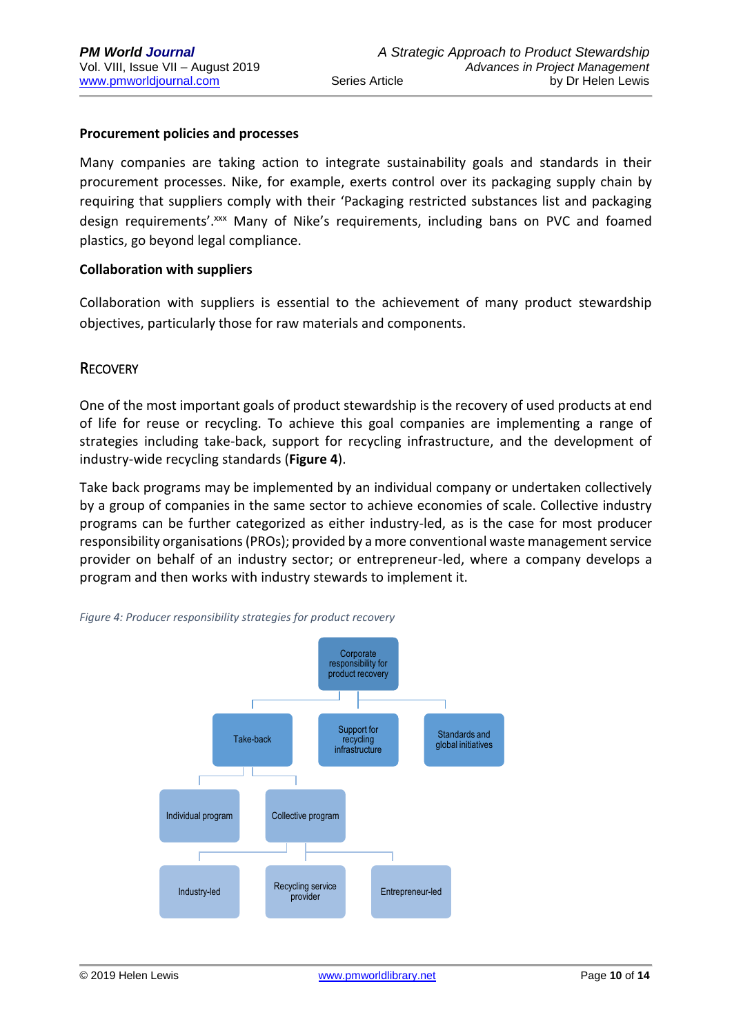**Procurement policies and processes**

Many companies are taking action to integrate sustainability goals and standards in their procurement processes. Nike, for example, exerts control over its packaging supply chain by requiring that suppliers comply with their 'Packaging restricted substances list and packaging design requirements'.[xxx] Many of Nike's requirements, including bans on PVC and foamed plastics, go beyond legal compliance.

**Collaboration with suppliers**

Collaboration with suppliers is essential to the achievement of many product stewardship objectives, particularly those for raw materials and components.

## RECOVERY

One of the most important goals of product stewardship is the recovery of used products at end of life for reuse or recycling. To achieve this goal companies are implementing a range of strategies including take-back, support for recycling infrastructure, and the development of industry-wide recycling standards (**Figure 4**).

Take back programs may be implemented by an individual company or undertaken collectively by a group of companies in the same sector to achieve economies of scale. Collective industry programs can be further categorized as either industry-led, as is the case for most producer responsibility organisations (PROs); provided by a more conventional waste management service provider on behalf of an industry sector; or entrepreneur-led, where a company develops a program and then works with industry stewards to implement it.

*Figure 4: Producer responsibility strategies for product recovery*

- Corporate responsibility for product recovery
  - Take-back
    - Individual program
    - Collective program
      - Industry-led
      - Recycling service provider
      - Entrepreneur-led
  - Support for recycling infrastructure
  - Standards and global initiatives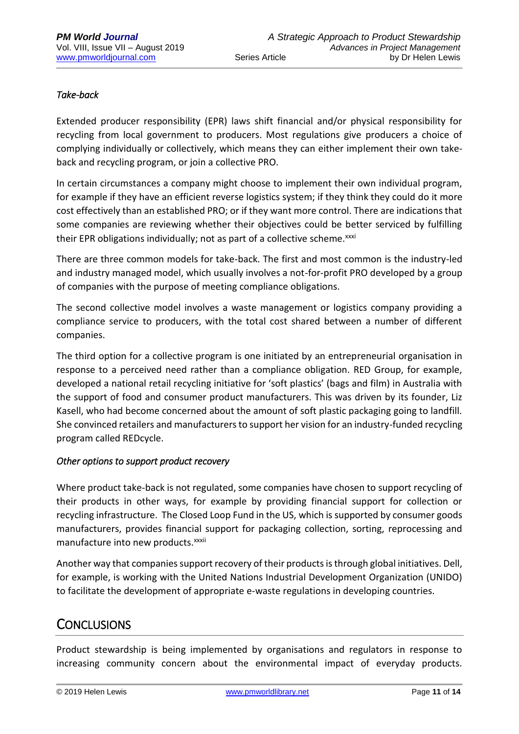*Take-back*

Extended producer responsibility (EPR) laws shift financial and/or physical responsibility for recycling from local government to producers. Most regulations give producers a choice of complying individually or collectively, which means they can either implement their own take-back and recycling program, or join a collective PRO.

In certain circumstances a company might choose to implement their own individual program, for example if they have an efficient reverse logistics system; if they think they could do it more cost effectively than an established PRO; or if they want more control. There are indications that some companies are reviewing whether their objectives could be better serviced by fulfilling their EPR obligations individually; not as part of a collective scheme.[xxxi]

There are three common models for take-back. The first and most common is the industry-led and industry managed model, which usually involves a not-for-profit PRO developed by a group of companies with the purpose of meeting compliance obligations.

The second collective model involves a waste management or logistics company providing a compliance service to producers, with the total cost shared between a number of different companies.

The third option for a collective program is one initiated by an entrepreneurial organisation in response to a perceived need rather than a compliance obligation. RED Group, for example, developed a national retail recycling initiative for 'soft plastics' (bags and film) in Australia with the support of food and consumer product manufacturers. This was driven by its founder, Liz Kasell, who had become concerned about the amount of soft plastic packaging going to landfill. She convinced retailers and manufacturers to support her vision for an industry-funded recycling program called REDcycle.

*Other options to support product recovery*

Where product take-back is not regulated, some companies have chosen to support recycling of their products in other ways, for example by providing financial support for collection or recycling infrastructure. The Closed Loop Fund in the US, which is supported by consumer goods manufacturers, provides financial support for packaging collection, sorting, reprocessing and manufacture into new products.[xxxii]

Another way that companies support recovery of their products is through global initiatives. Dell, for example, is working with the United Nations Industrial Development Organization (UNIDO) to facilitate the development of appropriate e-waste regulations in developing countries.

## Conclusions

Product stewardship is being implemented by organisations and regulators in response to increasing community concern about the environmental impact of everyday products.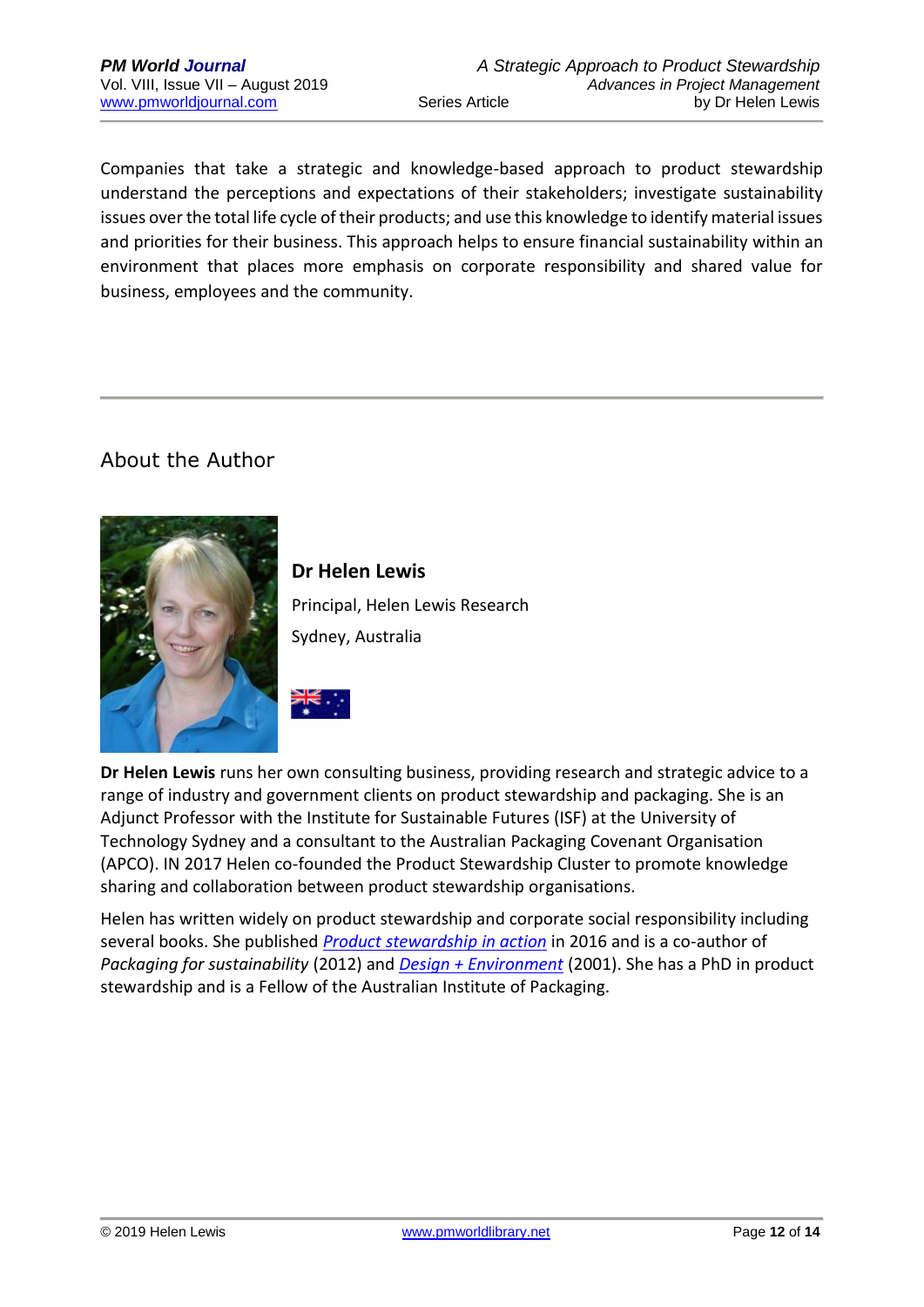Companies that take a strategic and knowledge-based approach to product stewardship understand the perceptions and expectations of their stakeholders; investigate sustainability issues over the total life cycle of their products; and use this knowledge to identify material issues and priorities for their business. This approach helps to ensure financial sustainability within an environment that places more emphasis on corporate responsibility and shared value for business, employees and the community.

---

## About the Author

**Dr Helen Lewis**

Principal, Helen Lewis Research

Sydney, Australia

**Dr Helen Lewis** runs her own consulting business, providing research and strategic advice to a range of industry and government clients on product stewardship and packaging. She is an Adjunct Professor with the Institute for Sustainable Futures (ISF) at the University of Technology Sydney and a consultant to the Australian Packaging Covenant Organisation (APCO). IN 2017 Helen co-founded the Product Stewardship Cluster to promote knowledge sharing and collaboration between product stewardship organisations.

Helen has written widely on product stewardship and corporate social responsibility including several books. She published *Product stewardship in action* in 2016 and is a co-author of *Packaging for sustainability* (2012) and *Design + Environment* (2001). She has a PhD in product stewardship and is a Fellow of the Australian Institute of Packaging.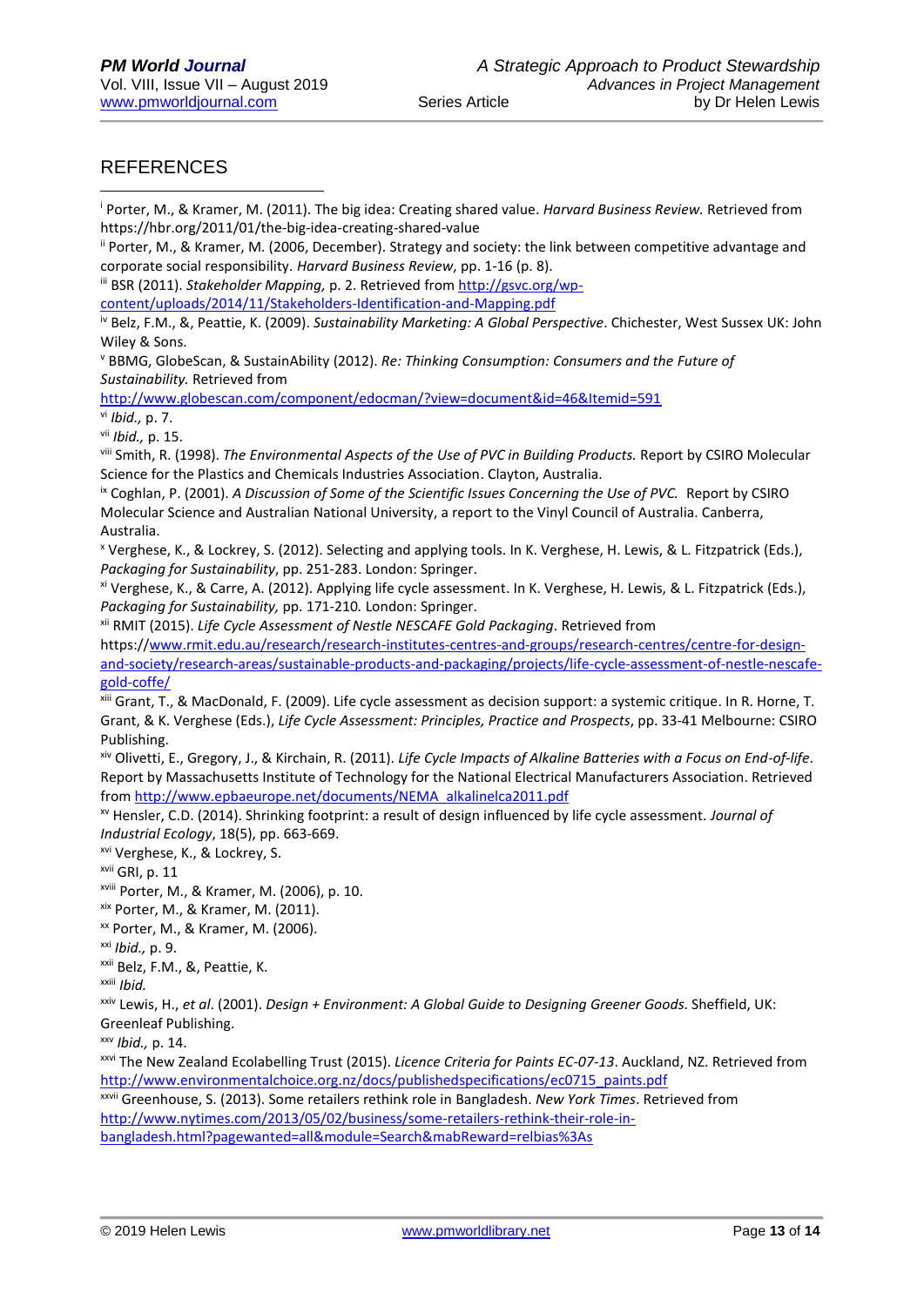## REFERENCES

[i] Porter, M., & Kramer, M. (2011). The big idea: Creating shared value. *Harvard Business Review.* Retrieved from https://hbr.org/2011/01/the-big-idea-creating-shared-value

[ii] Porter, M., & Kramer, M. (2006, December). Strategy and society: the link between competitive advantage and corporate social responsibility. *Harvard Business Review*, pp. 1-16 (p. 8).

[iii] BSR (2011). *Stakeholder Mapping,* p. 2. Retrieved from http://gsvc.org/wp-content/uploads/2014/11/Stakeholders-Identification-and-Mapping.pdf

[iv] Belz, F.M., &, Peattie, K. (2009). *Sustainability Marketing: A Global Perspective*. Chichester, West Sussex UK: John Wiley & Sons.

[v] BBMG, GlobeScan, & SustainAbility (2012). *Re: Thinking Consumption: Consumers and the Future of Sustainability.* Retrieved from http://www.globescan.com/component/edocman/?view=document&id=46&Itemid=591

[vi] *Ibid.,* p. 7.

[vii] *Ibid.,* p. 15.

[viii] Smith, R. (1998). *The Environmental Aspects of the Use of PVC in Building Products.* Report by CSIRO Molecular Science for the Plastics and Chemicals Industries Association. Clayton, Australia.

[ix] Coghlan, P. (2001). *A Discussion of Some of the Scientific Issues Concerning the Use of PVC.* Report by CSIRO Molecular Science and Australian National University, a report to the Vinyl Council of Australia. Canberra, Australia.

[x] Verghese, K., & Lockrey, S. (2012). Selecting and applying tools. In K. Verghese, H. Lewis, & L. Fitzpatrick (Eds.), *Packaging for Sustainability*, pp. 251-283. London: Springer.

[xi] Verghese, K., & Carre, A. (2012). Applying life cycle assessment. In K. Verghese, H. Lewis, & L. Fitzpatrick (Eds.), *Packaging for Sustainability,* pp. 171-210*.* London: Springer.

[xii] RMIT (2015). *Life Cycle Assessment of Nestle NESCAFE Gold Packaging*. Retrieved from https://www.rmit.edu.au/research/research-institutes-centres-and-groups/research-centres/centre-for-design-and-society/research-areas/sustainable-products-and-packaging/projects/life-cycle-assessment-of-nestle-nescafe-gold-coffe/

[xiii] Grant, T., & MacDonald, F. (2009). Life cycle assessment as decision support: a systemic critique. In R. Horne, T. Grant, & K. Verghese (Eds.), *Life Cycle Assessment: Principles, Practice and Prospects*, pp. 33-41 Melbourne: CSIRO Publishing.

[xiv] Olivetti, E., Gregory, J., & Kirchain, R. (2011). *Life Cycle Impacts of Alkaline Batteries with a Focus on End-of-Life*. Report by Massachusetts Institute of Technology for the National Electrical Manufacturers Association. Retrieved from http://www.epbaeurope.net/documents/NEMA_alkalinelca2011.pdf

[xv] Hensler, C.D. (2014). Shrinking footprint: a result of design influenced by life cycle assessment. *Journal of Industrial Ecology*, 18(5), pp. 663-669.

[xvi] Verghese, K., & Lockrey, S.

[xvii] GRI, p. 11

[xviii] Porter, M., & Kramer, M. (2006), p. 10.

[xix] Porter, M., & Kramer, M. (2011).

[xx] Porter, M., & Kramer, M. (2006).

[xxi] *Ibid.,* p. 9.

[xxii] Belz, F.M., &, Peattie, K.

[xxiii] *Ibid.*

[xxiv] Lewis, H., *et al*. (2001). *Design + Environment: A Global Guide to Designing Greener Goods*. Sheffield, UK: Greenleaf Publishing.

[xxv] *Ibid.,* p. 14.

[xxvi] The New Zealand Ecolabelling Trust (2015). *Licence Criteria for Paints EC-07-13*. Auckland, NZ. Retrieved from http://www.environmentalchoice.org.nz/docs/publishedspecifications/ec0715_paints.pdf

[xxvii] Greenhouse, S. (2013). Some retailers rethink role in Bangladesh. *New York Times*. Retrieved from http://www.nytimes.com/2013/05/02/business/some-retailers-rethink-their-role-in-bangladesh.html?pagewanted=all&module=Search&mabReward=relbias%3As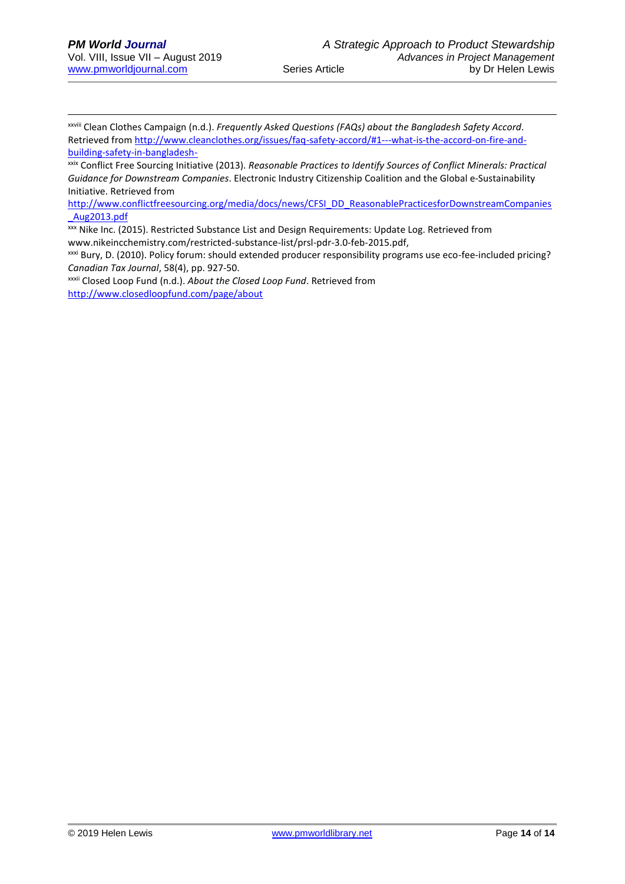[xxviii] Clean Clothes Campaign (n.d.). *Frequently Asked Questions (FAQs) about the Bangladesh Safety Accord*. Retrieved from http://www.cleanclothes.org/issues/faq-safety-accord/#1---what-is-the-accord-on-fire-and-building-safety-in-bangladesh-

[xxix] Conflict Free Sourcing Initiative (2013). *Reasonable Practices to Identify Sources of Conflict Minerals: Practical Guidance for Downstream Companies*. Electronic Industry Citizenship Coalition and the Global e-Sustainability Initiative. Retrieved from http://www.conflictfreesourcing.org/media/docs/news/CFSI_DD_ReasonablePracticesforDownstreamCompanies_Aug2013.pdf

[xxx] Nike Inc. (2015). Restricted Substance List and Design Requirements: Update Log. Retrieved from www.nikeincchemistry.com/restricted-substance-list/prsl-pdr-3.0-feb-2015.pdf,

[xxxi] Bury, D. (2010). Policy forum: should extended producer responsibility programs use eco-fee-included pricing? *Canadian Tax Journal*, 58(4), pp. 927-50.

[xxxii] Closed Loop Fund (n.d.). *About the Closed Loop Fund*. Retrieved from http://www.closedloopfund.com/page/about